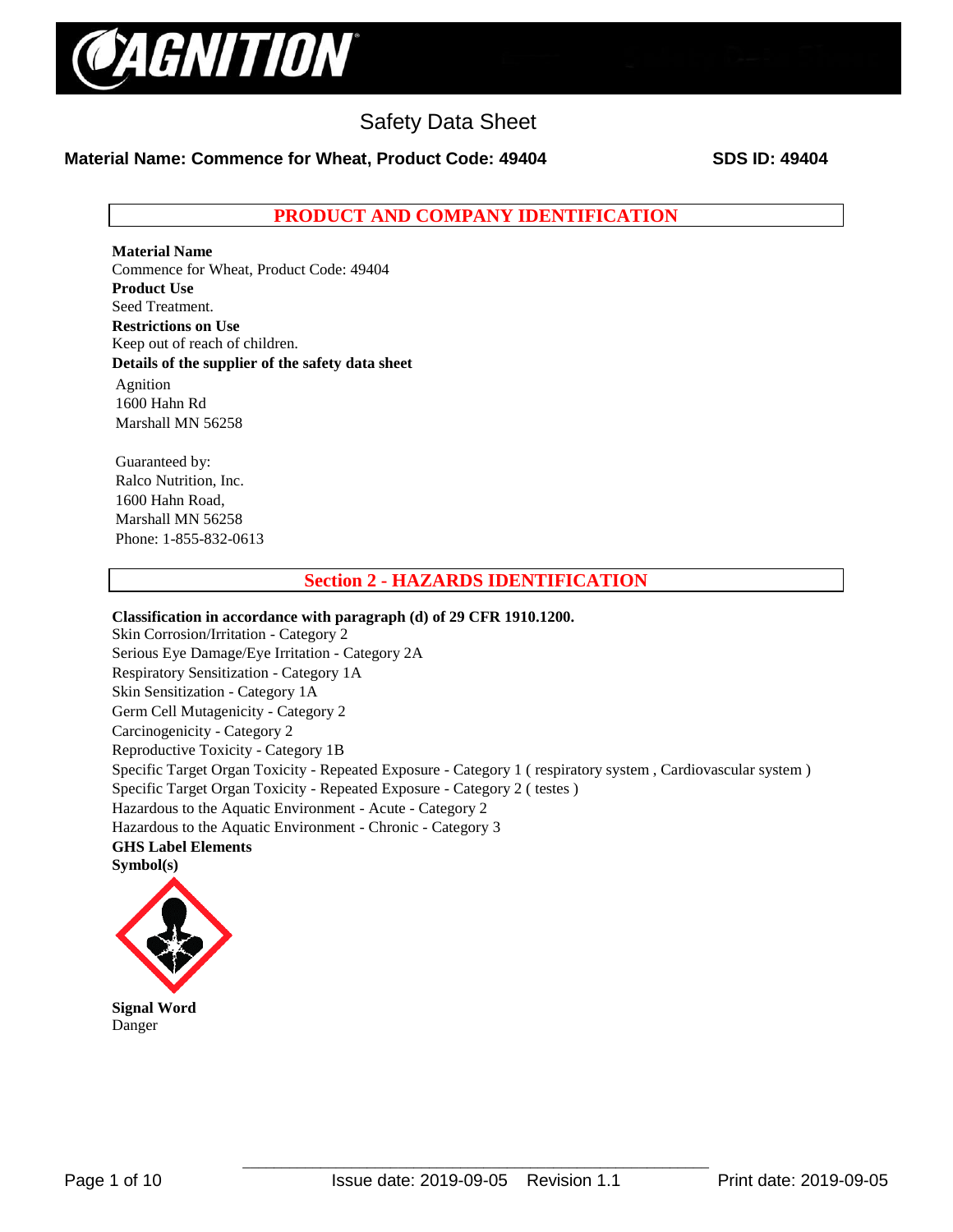Safety Data Sheet

**Material Name: Commence for Wheat, Product Code: 49404** **SDS ID: 49404**

## PRODUCT AND COMPANY IDENTIFICATION

**Material Name**
Commence for Wheat, Product Code: 49404

**Product Use**
Seed Treatment.

**Restrictions on Use**
Keep out of reach of children.

**Details of the supplier of the safety data sheet**

Agnition
1600 Hahn Rd
Marshall MN 56258

Guaranteed by:
Ralco Nutrition, Inc.
1600 Hahn Road,
Marshall MN 56258
Phone: 1-855-832-0613

## Section 2 - HAZARDS IDENTIFICATION

**Classification in accordance with paragraph (d) of 29 CFR 1910.1200.**
Skin Corrosion/Irritation - Category 2
Serious Eye Damage/Eye Irritation - Category 2A
Respiratory Sensitization - Category 1A
Skin Sensitization - Category 1A
Germ Cell Mutagenicity - Category 2
Carcinogenicity - Category 2
Reproductive Toxicity - Category 1B
Specific Target Organ Toxicity - Repeated Exposure - Category 1 ( respiratory system , Cardiovascular system )
Specific Target Organ Toxicity - Repeated Exposure - Category 2 ( testes )
Hazardous to the Aquatic Environment - Acute - Category 2
Hazardous to the Aquatic Environment - Chronic - Category 3

**GHS Label Elements**

**Symbol(s)**

**Signal Word**
Danger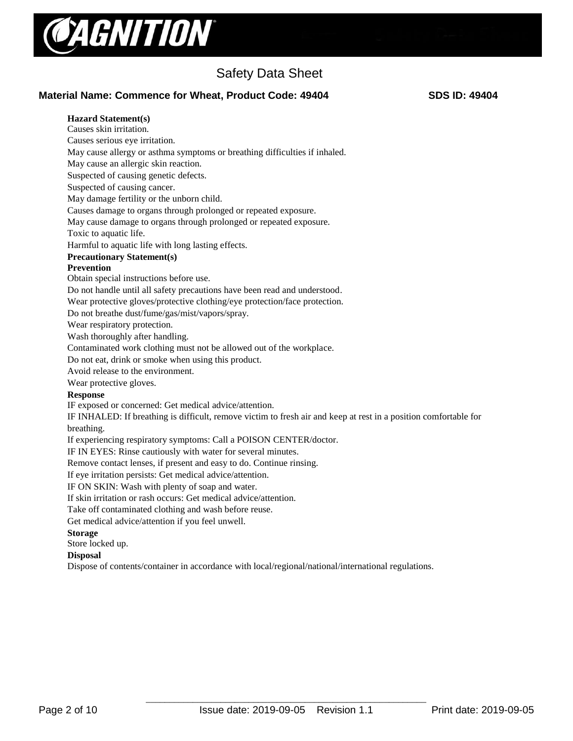**Hazard Statement(s)**

Causes skin irritation.

Causes serious eye irritation.

May cause allergy or asthma symptoms or breathing difficulties if inhaled.

May cause an allergic skin reaction.

Suspected of causing genetic defects.

Suspected of causing cancer.

May damage fertility or the unborn child.

Causes damage to organs through prolonged or repeated exposure.

May cause damage to organs through prolonged or repeated exposure.

Toxic to aquatic life.

Harmful to aquatic life with long lasting effects.

**Precautionary Statement(s)**

**Prevention**

Obtain special instructions before use.

Do not handle until all safety precautions have been read and understood.

Wear protective gloves/protective clothing/eye protection/face protection.

Do not breathe dust/fume/gas/mist/vapors/spray.

Wear respiratory protection.

Wash thoroughly after handling.

Contaminated work clothing must not be allowed out of the workplace.

Do not eat, drink or smoke when using this product.

Avoid release to the environment.

Wear protective gloves.

**Response**

IF exposed or concerned: Get medical advice/attention.

IF INHALED: If breathing is difficult, remove victim to fresh air and keep at rest in a position comfortable for breathing.

If experiencing respiratory symptoms: Call a POISON CENTER/doctor.

IF IN EYES: Rinse cautiously with water for several minutes.

Remove contact lenses, if present and easy to do. Continue rinsing.

If eye irritation persists: Get medical advice/attention.

IF ON SKIN: Wash with plenty of soap and water.

If skin irritation or rash occurs: Get medical advice/attention.

Take off contaminated clothing and wash before reuse.

Get medical advice/attention if you feel unwell.

**Storage**

Store locked up.

**Disposal**

Dispose of contents/container in accordance with local/regional/national/international regulations.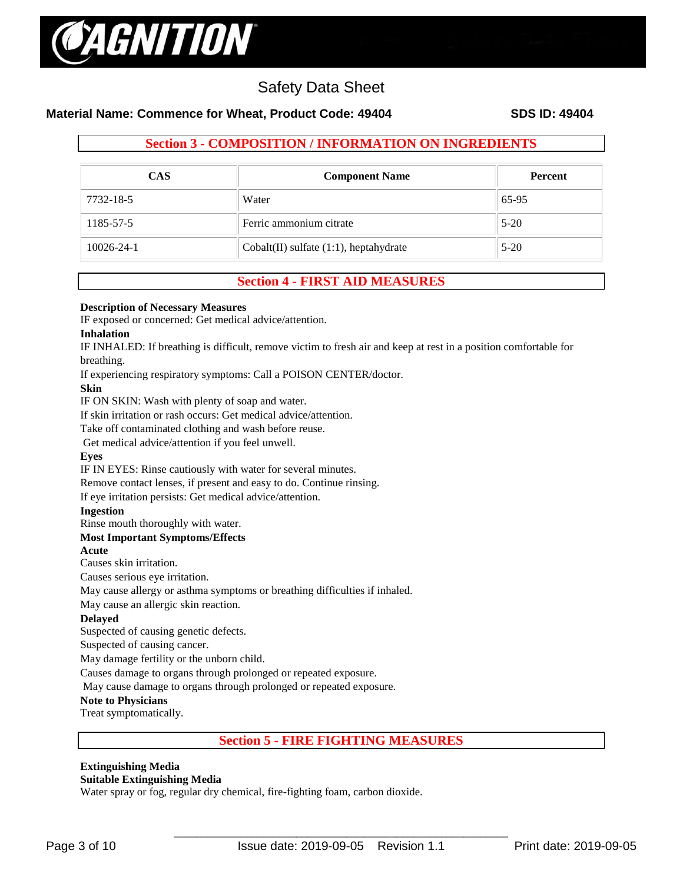## Section 3 - COMPOSITION / INFORMATION ON INGREDIENTS

| CAS | Component Name | Percent |
|---|---|---|
| 7732-18-5 | Water | 65-95 |
| 1185-57-5 | Ferric ammonium citrate | 5-20 |
| 10026-24-1 | Cobalt(II) sulfate (1:1), heptahydrate | 5-20 |

## Section 4 - FIRST AID MEASURES

**Description of Necessary Measures**

IF exposed or concerned: Get medical advice/attention.

**Inhalation**

IF INHALED: If breathing is difficult, remove victim to fresh air and keep at rest in a position comfortable for breathing.

If experiencing respiratory symptoms: Call a POISON CENTER/doctor.

**Skin**

IF ON SKIN: Wash with plenty of soap and water.

If skin irritation or rash occurs: Get medical advice/attention.

Take off contaminated clothing and wash before reuse.

Get medical advice/attention if you feel unwell.

**Eyes**

IF IN EYES: Rinse cautiously with water for several minutes.

Remove contact lenses, if present and easy to do. Continue rinsing.

If eye irritation persists: Get medical advice/attention.

**Ingestion**

Rinse mouth thoroughly with water.

**Most Important Symptoms/Effects**

**Acute**

Causes skin irritation.

Causes serious eye irritation.

May cause allergy or asthma symptoms or breathing difficulties if inhaled.

May cause an allergic skin reaction.

**Delayed**

Suspected of causing genetic defects.

Suspected of causing cancer.

May damage fertility or the unborn child.

Causes damage to organs through prolonged or repeated exposure.

May cause damage to organs through prolonged or repeated exposure.

**Note to Physicians**

Treat symptomatically.

## Section 5 - FIRE FIGHTING MEASURES

**Extinguishing Media**

**Suitable Extinguishing Media**

Water spray or fog, regular dry chemical, fire-fighting foam, carbon dioxide.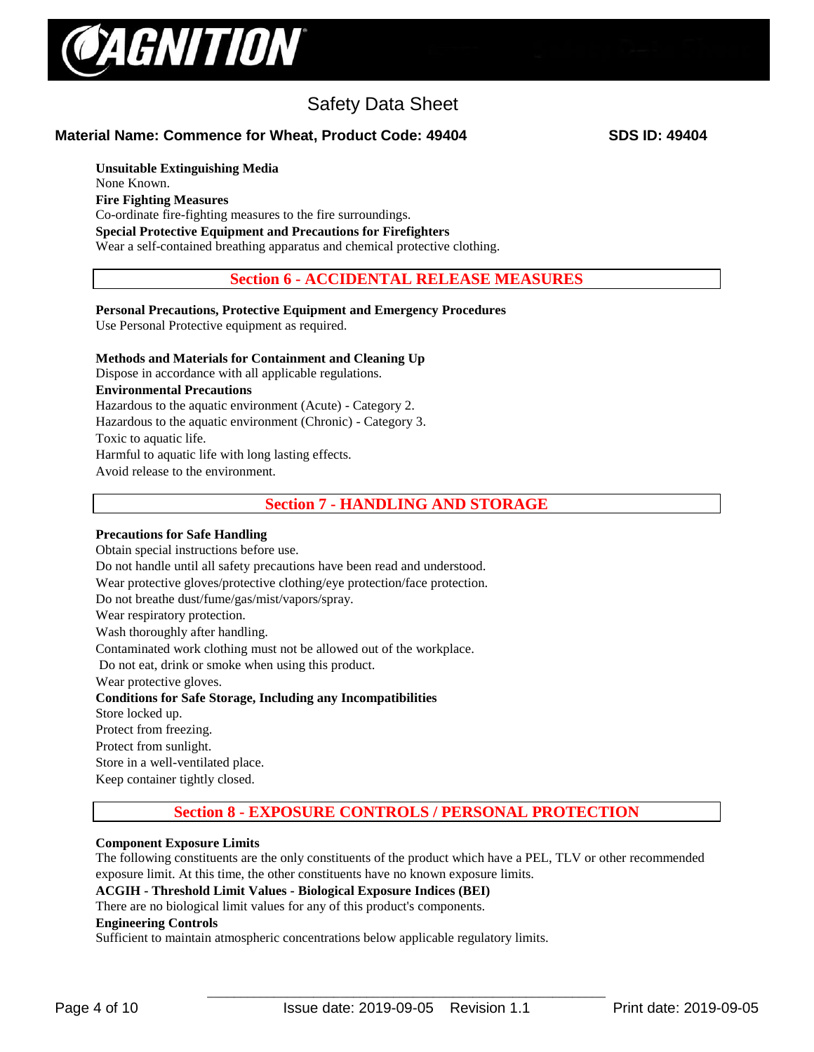**Unsuitable Extinguishing Media**
None Known.
**Fire Fighting Measures**
Co-ordinate fire-fighting measures to the fire surroundings.
**Special Protective Equipment and Precautions for Firefighters**
Wear a self-contained breathing apparatus and chemical protective clothing.

## Section 6 - ACCIDENTAL RELEASE MEASURES

**Personal Precautions, Protective Equipment and Emergency Procedures**
Use Personal Protective equipment as required.

**Methods and Materials for Containment and Cleaning Up**
Dispose in accordance with all applicable regulations.
**Environmental Precautions**
Hazardous to the aquatic environment (Acute) - Category 2.
Hazardous to the aquatic environment (Chronic) - Category 3.
Toxic to aquatic life.
Harmful to aquatic life with long lasting effects.
Avoid release to the environment.

## Section 7 - HANDLING AND STORAGE

**Precautions for Safe Handling**
Obtain special instructions before use.
Do not handle until all safety precautions have been read and understood.
Wear protective gloves/protective clothing/eye protection/face protection.
Do not breathe dust/fume/gas/mist/vapors/spray.
Wear respiratory protection.
Wash thoroughly after handling.
Contaminated work clothing must not be allowed out of the workplace.
Do not eat, drink or smoke when using this product.
Wear protective gloves.
**Conditions for Safe Storage, Including any Incompatibilities**
Store locked up.
Protect from freezing.
Protect from sunlight.
Store in a well-ventilated place.
Keep container tightly closed.

## Section 8 - EXPOSURE CONTROLS / PERSONAL PROTECTION

**Component Exposure Limits**
The following constituents are the only constituents of the product which have a PEL, TLV or other recommended exposure limit. At this time, the other constituents have no known exposure limits.
**ACGIH - Threshold Limit Values - Biological Exposure Indices (BEI)**
There are no biological limit values for any of this product's components.
**Engineering Controls**
Sufficient to maintain atmospheric concentrations below applicable regulatory limits.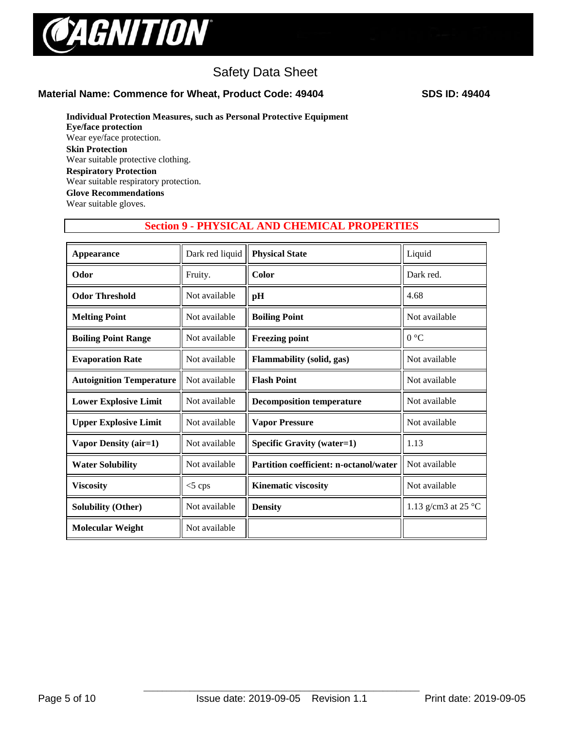**Individual Protection Measures, such as Personal Protective Equipment**

**Eye/face protection**

Wear eye/face protection.

**Skin Protection**

Wear suitable protective clothing.

**Respiratory Protection**

Wear suitable respiratory protection.

**Glove Recommendations**

Wear suitable gloves.

## Section 9 - PHYSICAL AND CHEMICAL PROPERTIES

| | | | |
|---|---|---|---|
| **Appearance** | Dark red liquid | **Physical State** | Liquid |
| **Odor** | Fruity. | **Color** | Dark red. |
| **Odor Threshold** | Not available | **pH** | 4.68 |
| **Melting Point** | Not available | **Boiling Point** | Not available |
| **Boiling Point Range** | Not available | **Freezing point** | 0 °C |
| **Evaporation Rate** | Not available | **Flammability (solid, gas)** | Not available |
| **Autoignition Temperature** | Not available | **Flash Point** | Not available |
| **Lower Explosive Limit** | Not available | **Decomposition temperature** | Not available |
| **Upper Explosive Limit** | Not available | **Vapor Pressure** | Not available |
| **Vapor Density (air=1)** | Not available | **Specific Gravity (water=1)** | 1.13 |
| **Water Solubility** | Not available | **Partition coefficient: n-octanol/water** | Not available |
| **Viscosity** | <5 cps | **Kinematic viscosity** | Not available |
| **Solubility (Other)** | Not available | **Density** | 1.13 g/cm3 at 25 °C |
| **Molecular Weight** | Not available | | |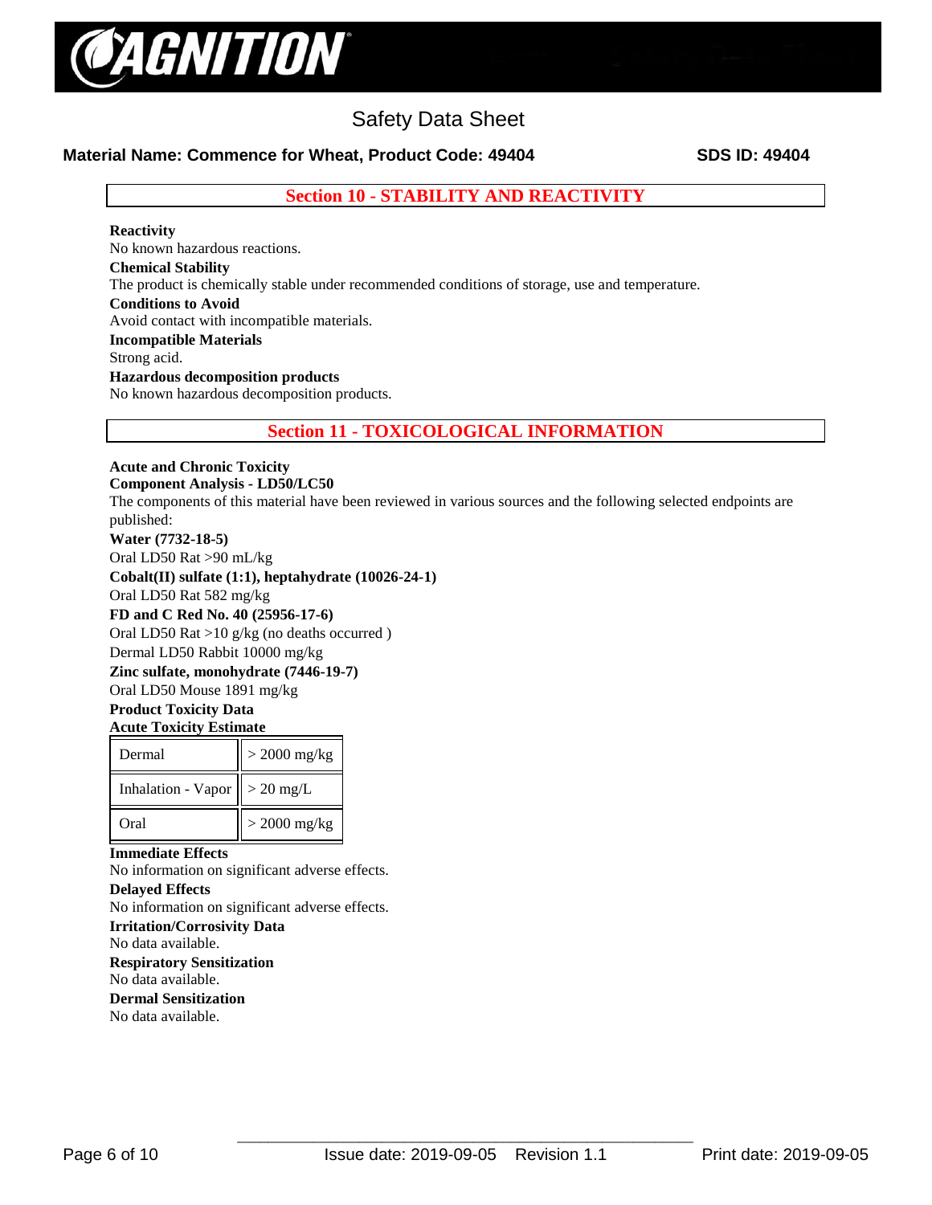## Section 10 - STABILITY AND REACTIVITY

**Reactivity**
No known hazardous reactions.

**Chemical Stability**
The product is chemically stable under recommended conditions of storage, use and temperature.

**Conditions to Avoid**
Avoid contact with incompatible materials.

**Incompatible Materials**
Strong acid.

**Hazardous decomposition products**
No known hazardous decomposition products.

## Section 11 - TOXICOLOGICAL INFORMATION

**Acute and Chronic Toxicity**

**Component Analysis - LD50/LC50**
The components of this material have been reviewed in various sources and the following selected endpoints are published:

**Water (7732-18-5)**
Oral LD50 Rat >90 mL/kg

**Cobalt(II) sulfate (1:1), heptahydrate (10026-24-1)**
Oral LD50 Rat 582 mg/kg

**FD and C Red No. 40 (25956-17-6)**
Oral LD50 Rat >10 g/kg (no deaths occurred )
Dermal LD50 Rabbit 10000 mg/kg

**Zinc sulfate, monohydrate (7446-19-7)**
Oral LD50 Mouse 1891 mg/kg

**Product Toxicity Data**

**Acute Toxicity Estimate**

| | |
|---|---|
| Dermal | > 2000 mg/kg |
| Inhalation - Vapor | > 20 mg/L |
| Oral | > 2000 mg/kg |

**Immediate Effects**
No information on significant adverse effects.

**Delayed Effects**
No information on significant adverse effects.

**Irritation/Corrosivity Data**
No data available.

**Respiratory Sensitization**
No data available.

**Dermal Sensitization**
No data available.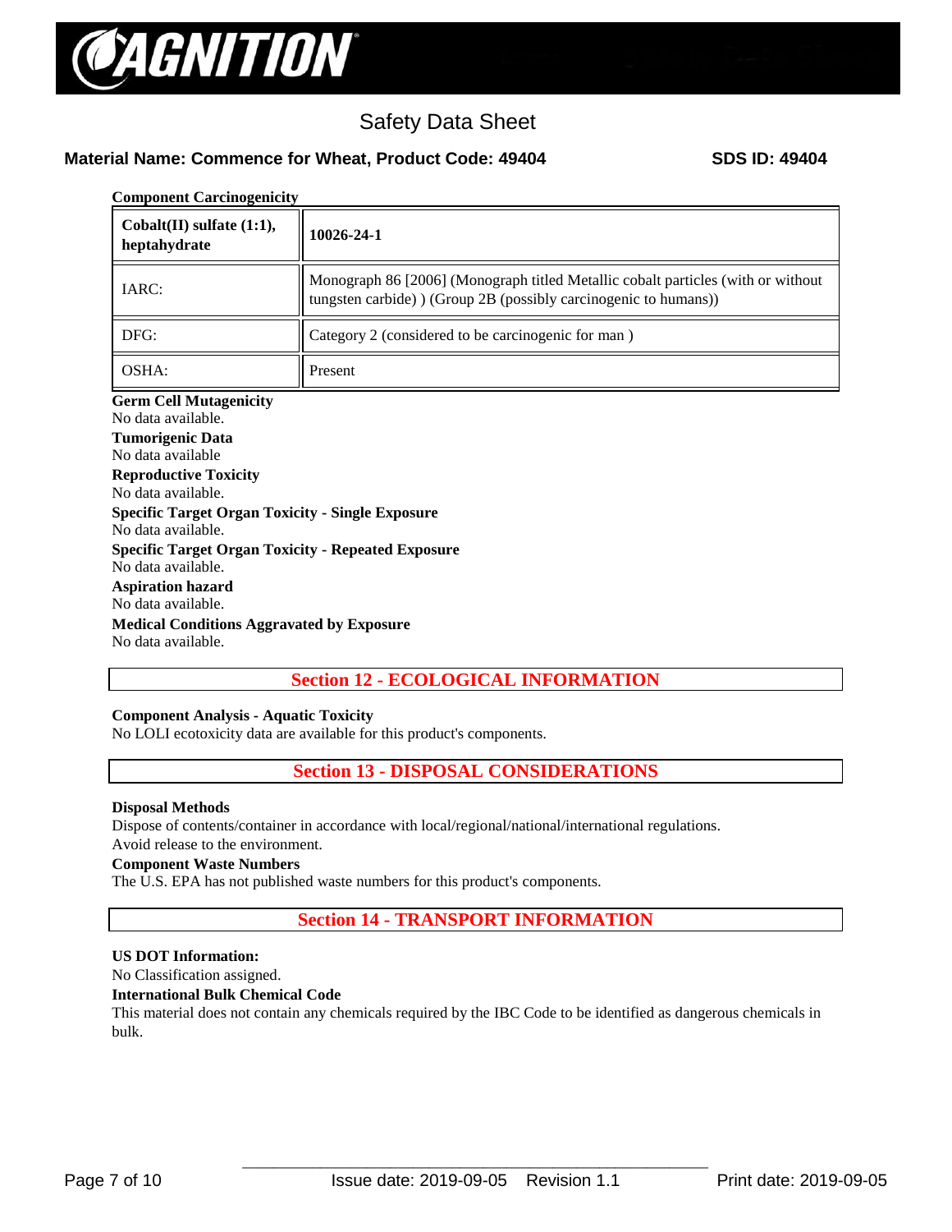**Component Carcinogenicity**

| Cobalt(II) sulfate (1:1), heptahydrate | 10026-24-1 |
|---|---|
| IARC: | Monograph 86 [2006] (Monograph titled Metallic cobalt particles (with or without tungsten carbide) ) (Group 2B (possibly carcinogenic to humans)) |
| DFG: | Category 2 (considered to be carcinogenic for man ) |
| OSHA: | Present |

**Germ Cell Mutagenicity**

No data available.

**Tumorigenic Data**

No data available

**Reproductive Toxicity**

No data available.

**Specific Target Organ Toxicity - Single Exposure**

No data available.

**Specific Target Organ Toxicity - Repeated Exposure**

No data available.

**Aspiration hazard**

No data available.

**Medical Conditions Aggravated by Exposure**

No data available.

## Section 12 - ECOLOGICAL INFORMATION

**Component Analysis - Aquatic Toxicity**

No LOLI ecotoxicity data are available for this product's components.

## Section 13 - DISPOSAL CONSIDERATIONS

**Disposal Methods**

Dispose of contents/container in accordance with local/regional/national/international regulations.
Avoid release to the environment.

**Component Waste Numbers**

The U.S. EPA has not published waste numbers for this product's components.

## Section 14 - TRANSPORT INFORMATION

**US DOT Information:**

No Classification assigned.

**International Bulk Chemical Code**

This material does not contain any chemicals required by the IBC Code to be identified as dangerous chemicals in bulk.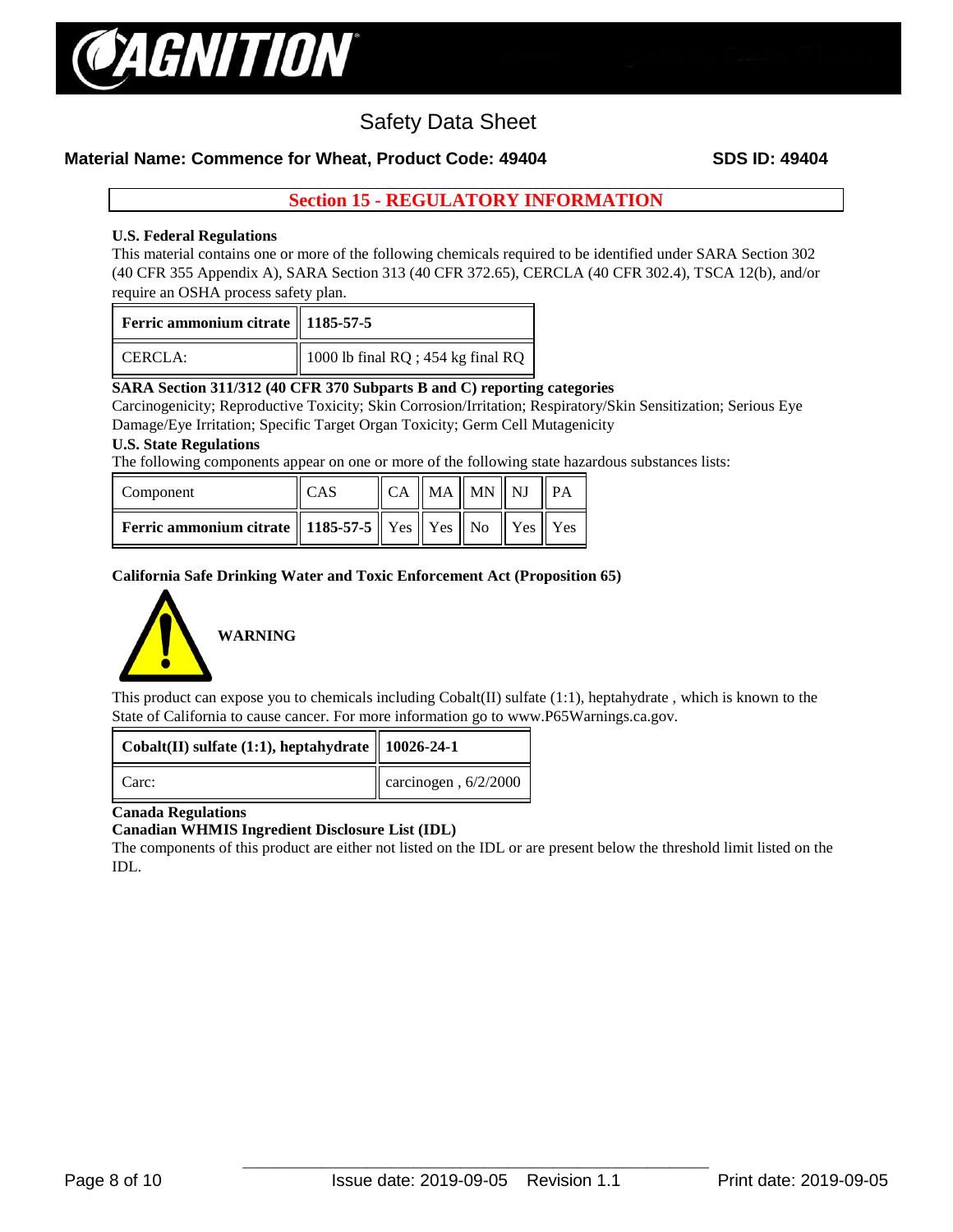# Safety Data Sheet

**Material Name: Commence for Wheat, Product Code: 49404** **SDS ID: 49404**

## Section 15 - REGULATORY INFORMATION

**U.S. Federal Regulations**

This material contains one or more of the following chemicals required to be identified under SARA Section 302 (40 CFR 355 Appendix A), SARA Section 313 (40 CFR 372.65), CERCLA (40 CFR 302.4), TSCA 12(b), and/or require an OSHA process safety plan.

| **Ferric ammonium citrate** | **1185-57-5** |
|---|---|
| CERCLA: | 1000 lb final RQ ; 454 kg final RQ |

**SARA Section 311/312 (40 CFR 370 Subparts B and C) reporting categories**

Carcinogenicity; Reproductive Toxicity; Skin Corrosion/Irritation; Respiratory/Skin Sensitization; Serious Eye Damage/Eye Irritation; Specific Target Organ Toxicity; Germ Cell Mutagenicity

**U.S. State Regulations**

The following components appear on one or more of the following state hazardous substances lists:

| Component | CAS | CA | MA | MN | NJ | PA |
|---|---|---|---|---|---|---|
| **Ferric ammonium citrate** | **1185-57-5** | Yes | Yes | No | Yes | Yes |

**California Safe Drinking Water and Toxic Enforcement Act (Proposition 65)**

**WARNING**

This product can expose you to chemicals including Cobalt(II) sulfate (1:1), heptahydrate , which is known to the State of California to cause cancer. For more information go to www.P65Warnings.ca.gov.

| **Cobalt(II) sulfate (1:1), heptahydrate** | **10026-24-1** |
|---|---|
| Carc: | carcinogen , 6/2/2000 |

**Canada Regulations**

**Canadian WHMIS Ingredient Disclosure List (IDL)**

The components of this product are either not listed on the IDL or are present below the threshold limit listed on the IDL.

Issue date: 2019-09-05 Revision 1.1 Print date: 2019-09-05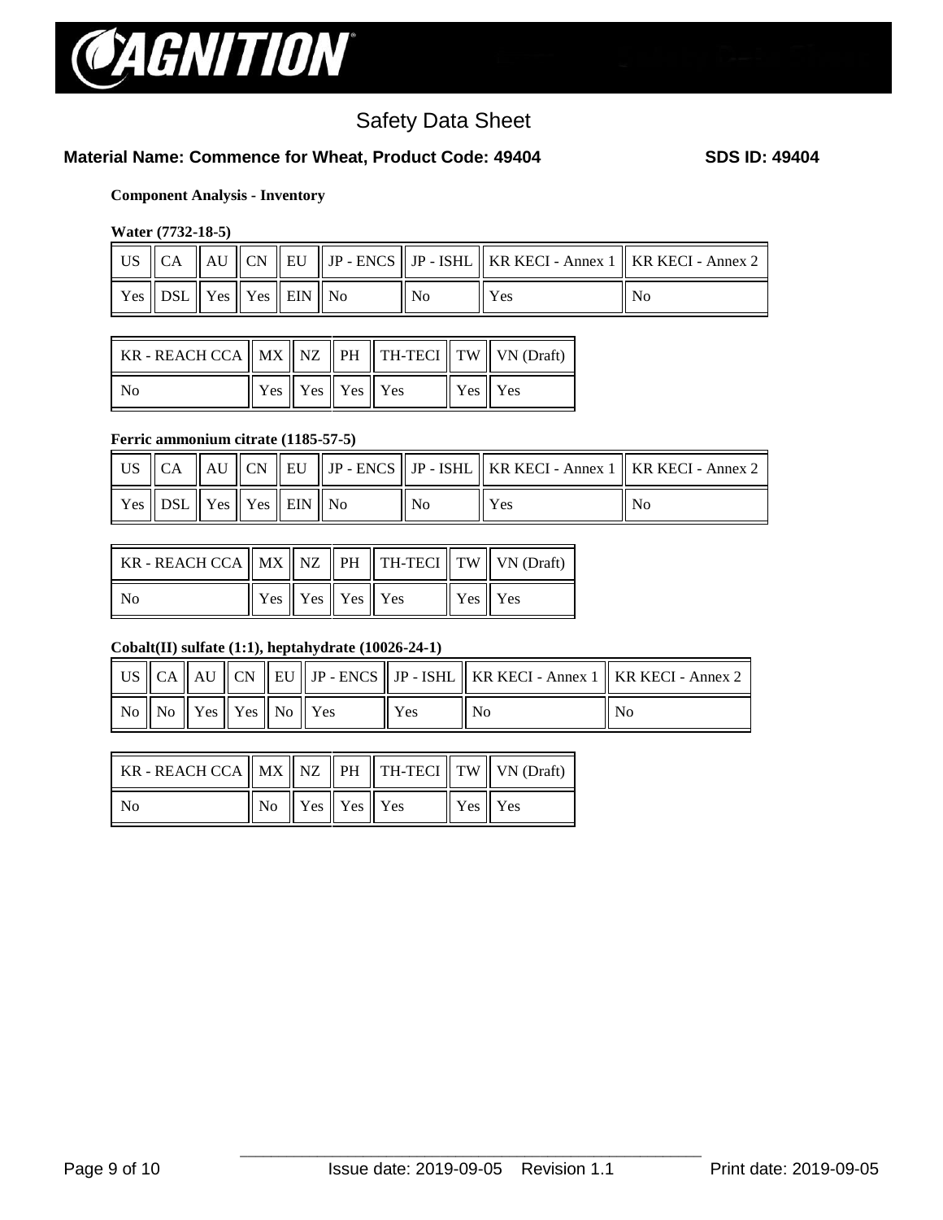## Safety Data Sheet

**Material Name: Commence for Wheat, Product Code: 49404** **SDS ID: 49404**

**Component Analysis - Inventory**

**Water (7732-18-5)**

| US | CA | AU | CN | EU | JP - ENCS | JP - ISHL | KR KECI - Annex 1 | KR KECI - Annex 2 |
|---|---|---|---|---|---|---|---|---|
| Yes | DSL | Yes | Yes | EIN | No | No | Yes | No |

| KR - REACH CCA | MX | NZ | PH | TH-TECI | TW | VN (Draft) |
|---|---|---|---|---|---|---|
| No | Yes | Yes | Yes | Yes | Yes | Yes |

**Ferric ammonium citrate (1185-57-5)**

| US | CA | AU | CN | EU | JP - ENCS | JP - ISHL | KR KECI - Annex 1 | KR KECI - Annex 2 |
|---|---|---|---|---|---|---|---|---|
| Yes | DSL | Yes | Yes | EIN | No | No | Yes | No |

| KR - REACH CCA | MX | NZ | PH | TH-TECI | TW | VN (Draft) |
|---|---|---|---|---|---|---|
| No | Yes | Yes | Yes | Yes | Yes | Yes |

**Cobalt(II) sulfate (1:1), heptahydrate (10026-24-1)**

| US | CA | AU | CN | EU | JP - ENCS | JP - ISHL | KR KECI - Annex 1 | KR KECI - Annex 2 |
|---|---|---|---|---|---|---|---|---|
| No | No | Yes | Yes | No | Yes | Yes | No | No |

| KR - REACH CCA | MX | NZ | PH | TH-TECI | TW | VN (Draft) |
|---|---|---|---|---|---|---|
| No | No | Yes | Yes | Yes | Yes | Yes |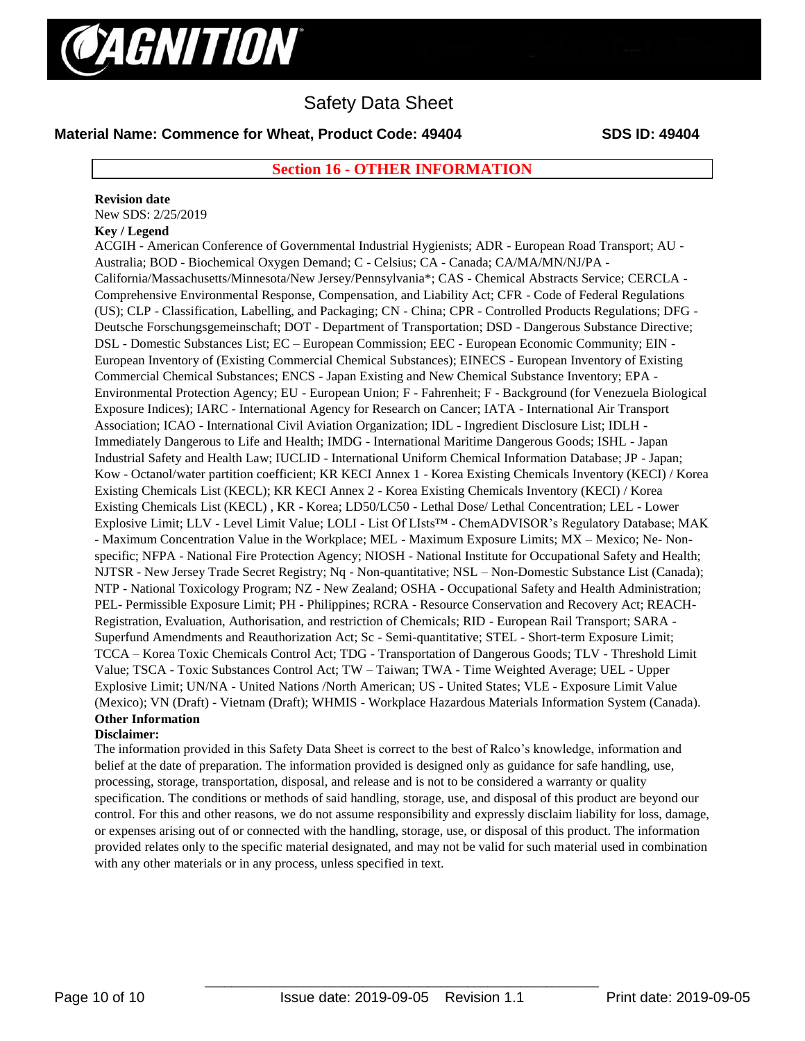## Section 16 - OTHER INFORMATION

**Revision date**

New SDS: 2/25/2019

**Key / Legend**

ACGIH - American Conference of Governmental Industrial Hygienists; ADR - European Road Transport; AU - Australia; BOD - Biochemical Oxygen Demand; C - Celsius; CA - Canada; CA/MA/MN/NJ/PA - California/Massachusetts/Minnesota/New Jersey/Pennsylvania*; CAS - Chemical Abstracts Service; CERCLA - Comprehensive Environmental Response, Compensation, and Liability Act; CFR - Code of Federal Regulations (US); CLP - Classification, Labelling, and Packaging; CN - China; CPR - Controlled Products Regulations; DFG - Deutsche Forschungsgemeinschaft; DOT - Department of Transportation; DSD - Dangerous Substance Directive; DSL - Domestic Substances List; EC – European Commission; EEC - European Economic Community; EIN - European Inventory of (Existing Commercial Chemical Substances); EINECS - European Inventory of Existing Commercial Chemical Substances; ENCS - Japan Existing and New Chemical Substance Inventory; EPA - Environmental Protection Agency; EU - European Union; F - Fahrenheit; F - Background (for Venezuela Biological Exposure Indices); IARC - International Agency for Research on Cancer; IATA - International Air Transport Association; ICAO - International Civil Aviation Organization; IDL - Ingredient Disclosure List; IDLH - Immediately Dangerous to Life and Health; IMDG - International Maritime Dangerous Goods; ISHL - Japan Industrial Safety and Health Law; IUCLID - International Uniform Chemical Information Database; JP - Japan; Kow - Octanol/water partition coefficient; KR KECI Annex 1 - Korea Existing Chemicals Inventory (KECI) / Korea Existing Chemicals List (KECL); KR KECI Annex 2 - Korea Existing Chemicals Inventory (KECI) / Korea Existing Chemicals List (KECL) , KR - Korea; LD50/LC50 - Lethal Dose/ Lethal Concentration; LEL - Lower Explosive Limit; LLV - Level Limit Value; LOLI - List Of LIsts™ - ChemADVISOR's Regulatory Database; MAK - Maximum Concentration Value in the Workplace; MEL - Maximum Exposure Limits; MX – Mexico; Ne- Non-specific; NFPA - National Fire Protection Agency; NIOSH - National Institute for Occupational Safety and Health; NJTSR - New Jersey Trade Secret Registry; Nq - Non-quantitative; NSL – Non-Domestic Substance List (Canada); NTP - National Toxicology Program; NZ - New Zealand; OSHA - Occupational Safety and Health Administration; PEL- Permissible Exposure Limit; PH - Philippines; RCRA - Resource Conservation and Recovery Act; REACH- Registration, Evaluation, Authorisation, and restriction of Chemicals; RID - European Rail Transport; SARA - Superfund Amendments and Reauthorization Act; Sc - Semi-quantitative; STEL - Short-term Exposure Limit; TCCA – Korea Toxic Chemicals Control Act; TDG - Transportation of Dangerous Goods; TLV - Threshold Limit Value; TSCA - Toxic Substances Control Act; TW – Taiwan; TWA - Time Weighted Average; UEL - Upper Explosive Limit; UN/NA - United Nations /North American; US - United States; VLE - Exposure Limit Value (Mexico); VN (Draft) - Vietnam (Draft); WHMIS - Workplace Hazardous Materials Information System (Canada).

**Other Information**

**Disclaimer:**

The information provided in this Safety Data Sheet is correct to the best of Ralco's knowledge, information and belief at the date of preparation. The information provided is designed only as guidance for safe handling, use, processing, storage, transportation, disposal, and release and is not to be considered a warranty or quality specification. The conditions or methods of said handling, storage, use, and disposal of this product are beyond our control. For this and other reasons, we do not assume responsibility and expressly disclaim liability for loss, damage, or expenses arising out of or connected with the handling, storage, use, or disposal of this product. The information provided relates only to the specific material designated, and may not be valid for such material used in combination with any other materials or in any process, unless specified in text.